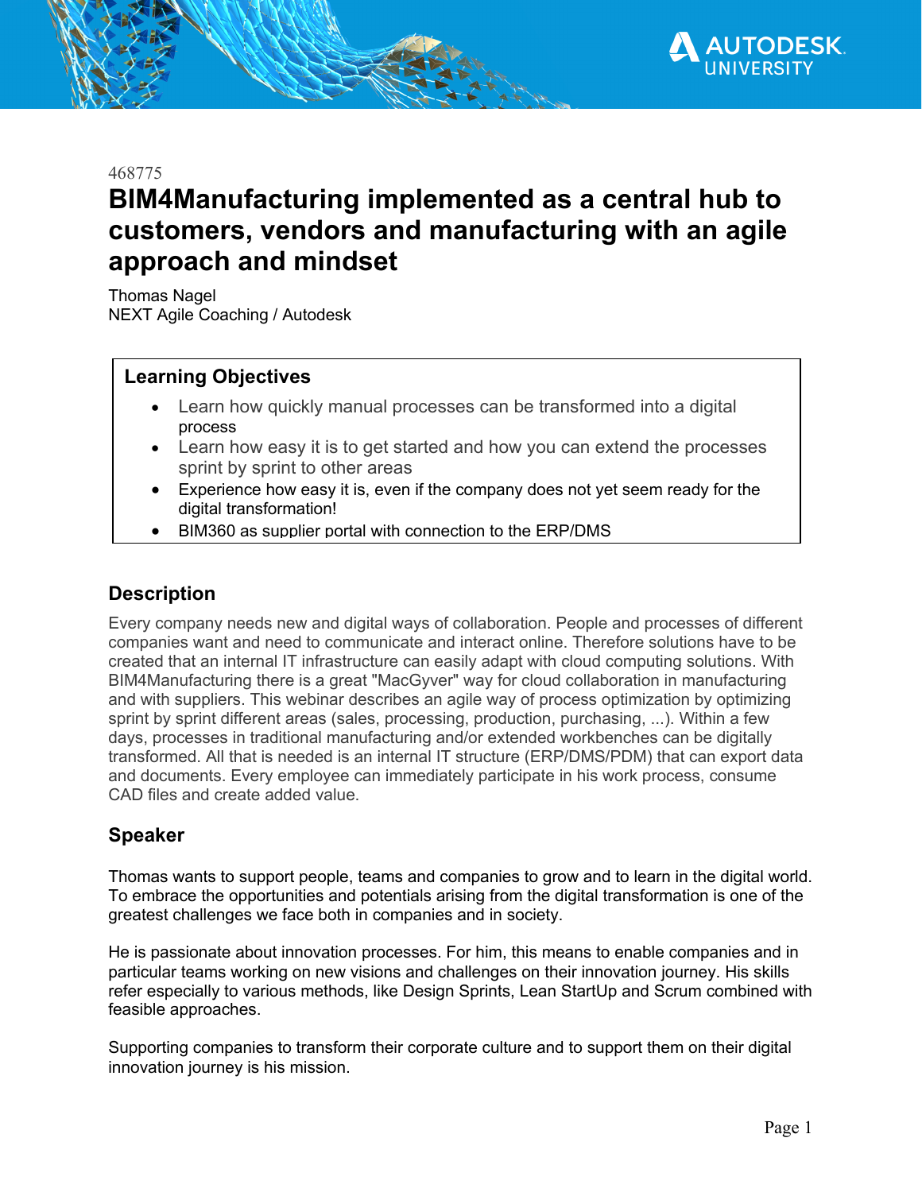468775

# BIM4Manufacturing implemented as a central hub to customers, vendors and manufacturing with an agile approach and mindset

Thomas Nagel
NEXT Agile Coaching / Autodesk

## Learning Objectives

- Learn how quickly manual processes can be transformed into a digital process
- Learn how easy it is to get started and how you can extend the processes sprint by sprint to other areas
- Experience how easy it is, even if the company does not yet seem ready for the digital transformation!
- BIM360 as supplier portal with connection to the ERP/DMS

## Description

Every company needs new and digital ways of collaboration. People and processes of different companies want and need to communicate and interact online. Therefore solutions have to be created that an internal IT infrastructure can easily adapt with cloud computing solutions. With BIM4Manufacturing there is a great "MacGyver" way for cloud collaboration in manufacturing and with suppliers. This webinar describes an agile way of process optimization by optimizing sprint by sprint different areas (sales, processing, production, purchasing, ...). Within a few days, processes in traditional manufacturing and/or extended workbenches can be digitally transformed. All that is needed is an internal IT structure (ERP/DMS/PDM) that can export data and documents. Every employee can immediately participate in his work process, consume CAD files and create added value.

## Speaker

Thomas wants to support people, teams and companies to grow and to learn in the digital world. To embrace the opportunities and potentials arising from the digital transformation is one of the greatest challenges we face both in companies and in society.

He is passionate about innovation processes. For him, this means to enable companies and in particular teams working on new visions and challenges on their innovation journey. His skills refer especially to various methods, like Design Sprints, Lean StartUp and Scrum combined with feasible approaches.

Supporting companies to transform their corporate culture and to support them on their digital innovation journey is his mission.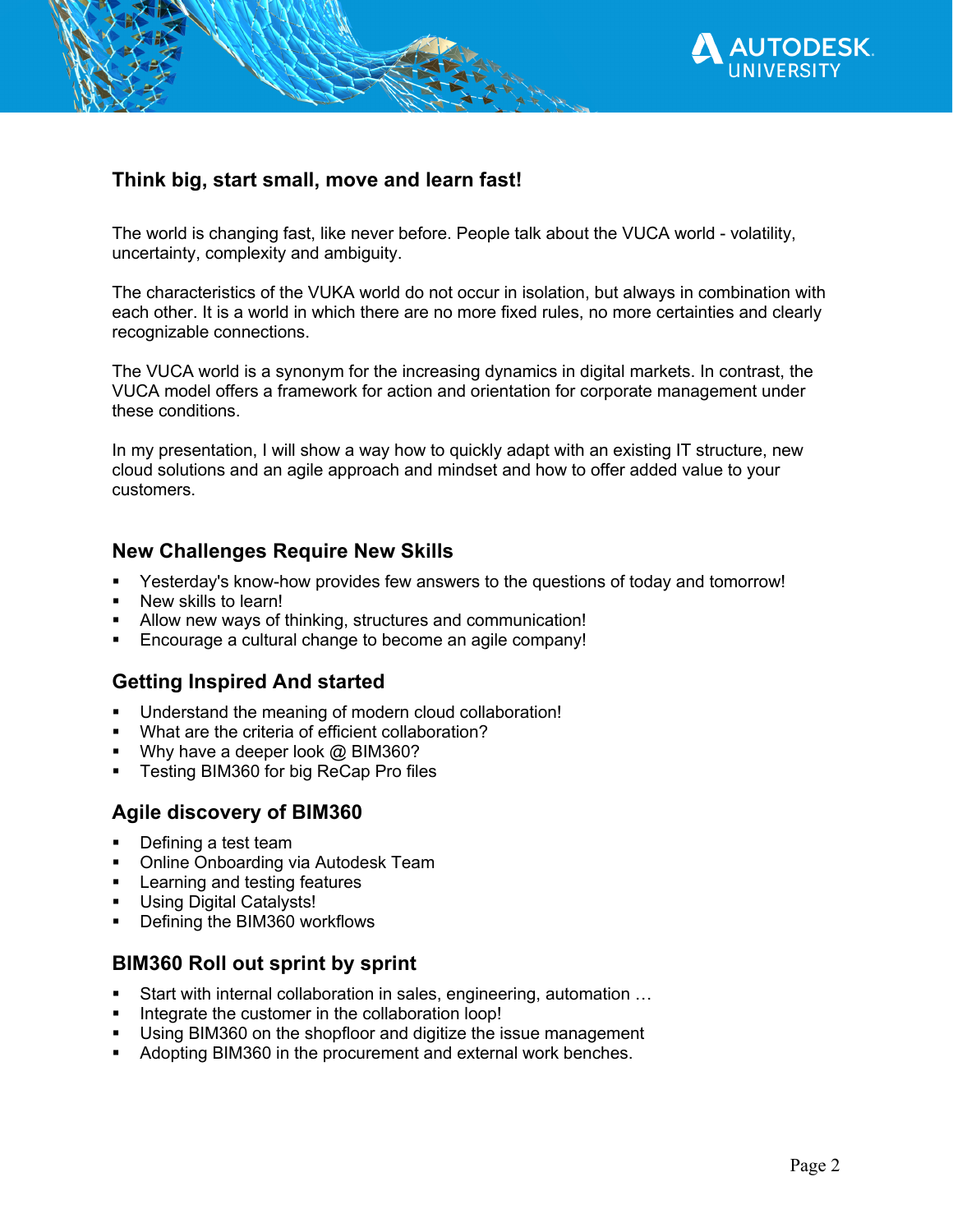## Think big, start small, move and learn fast!

The world is changing fast, like never before. People talk about the VUCA world - volatility, uncertainty, complexity and ambiguity.

The characteristics of the VUKA world do not occur in isolation, but always in combination with each other. It is a world in which there are no more fixed rules, no more certainties and clearly recognizable connections.

The VUCA world is a synonym for the increasing dynamics in digital markets. In contrast, the VUCA model offers a framework for action and orientation for corporate management under these conditions.

In my presentation, I will show a way how to quickly adapt with an existing IT structure, new cloud solutions and an agile approach and mindset and how to offer added value to your customers.

### New Challenges Require New Skills

- Yesterday's know-how provides few answers to the questions of today and tomorrow!
- New skills to learn!
- Allow new ways of thinking, structures and communication!
- Encourage a cultural change to become an agile company!

### Getting Inspired And started

- Understand the meaning of modern cloud collaboration!
- What are the criteria of efficient collaboration?
- Why have a deeper look @ BIM360?
- Testing BIM360 for big ReCap Pro files

### Agile discovery of BIM360

- Defining a test team
- Online Onboarding via Autodesk Team
- Learning and testing features
- Using Digital Catalysts!
- Defining the BIM360 workflows

### BIM360 Roll out sprint by sprint

- Start with internal collaboration in sales, engineering, automation …
- Integrate the customer in the collaboration loop!
- Using BIM360 on the shopfloor and digitize the issue management
- Adopting BIM360 in the procurement and external work benches.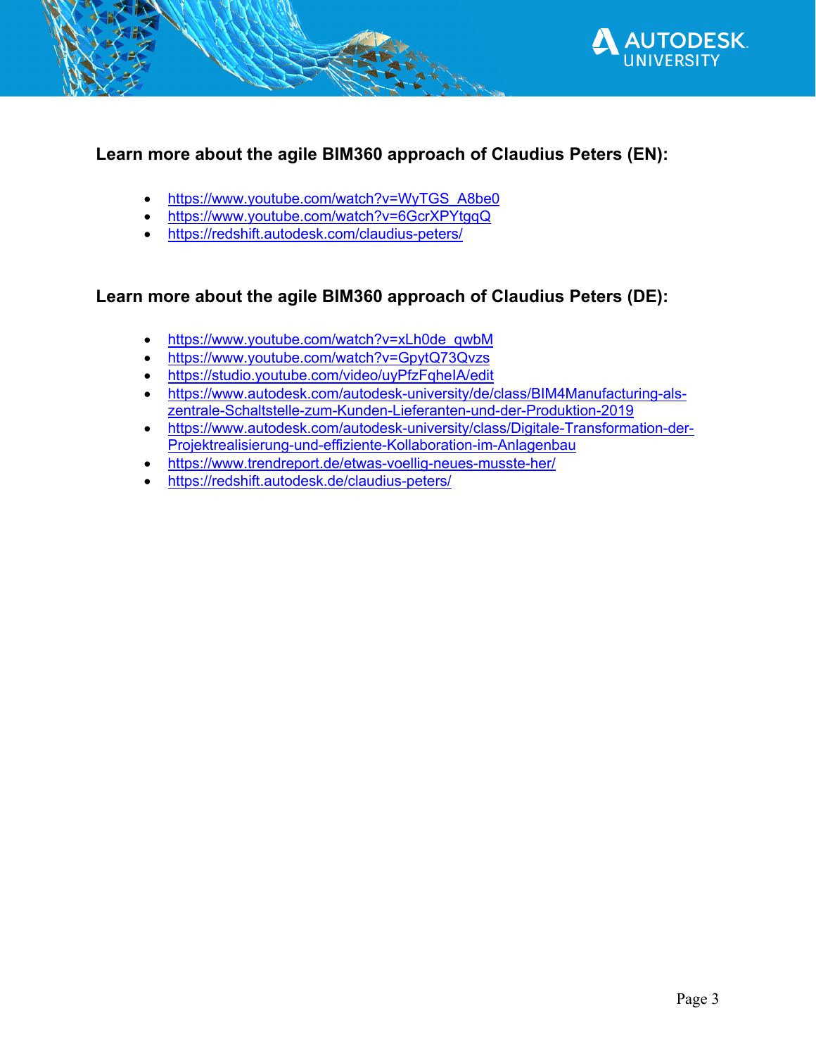**Learn more about the agile BIM360 approach of Claudius Peters (EN):**

- https://www.youtube.com/watch?v=WyTGS_A8be0
- https://www.youtube.com/watch?v=6GcrXPYtgqQ
- https://redshift.autodesk.com/claudius-peters/

**Learn more about the agile BIM360 approach of Claudius Peters (DE):**

- https://www.youtube.com/watch?v=xLh0de_qwbM
- https://www.youtube.com/watch?v=GpytQ73Qvzs
- https://studio.youtube.com/video/uyPfzFqheIA/edit
- https://www.autodesk.com/autodesk-university/de/class/BIM4Manufacturing-als-zentrale-Schaltstelle-zum-Kunden-Lieferanten-und-der-Produktion-2019
- https://www.autodesk.com/autodesk-university/class/Digitale-Transformation-der-Projektrealisierung-und-effiziente-Kollaboration-im-Anlagenbau
- https://www.trendreport.de/etwas-voellig-neues-musste-her/
- https://redshift.autodesk.de/claudius-peters/